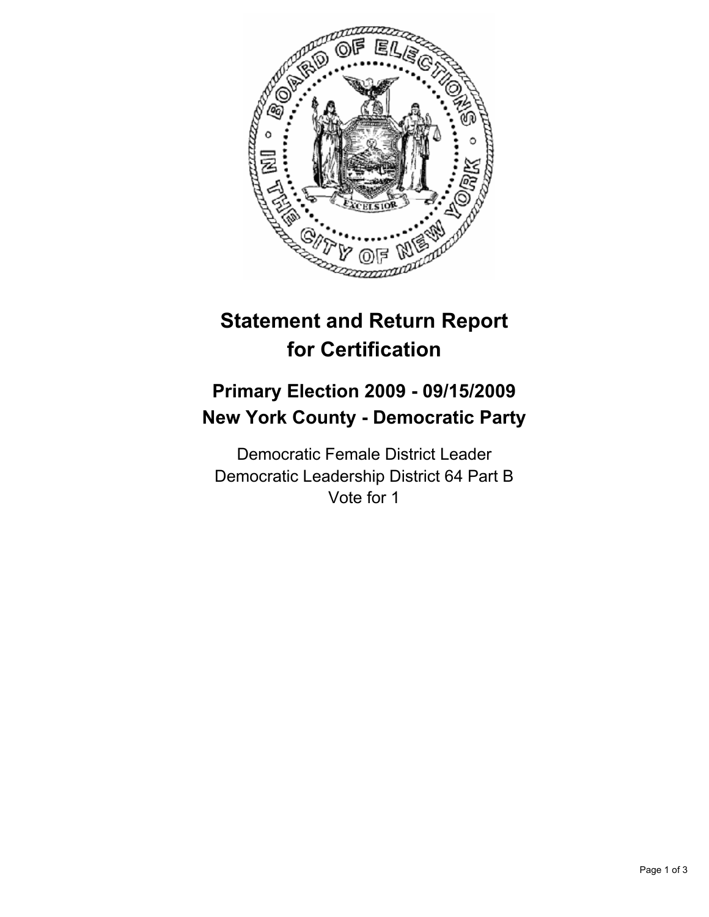# Statement and Return Report for Certification

## Primary Election 2009 - 09/15/2009
## New York County - Democratic Party

Democratic Female District Leader
Democratic Leadership District 64 Part B
Vote for 1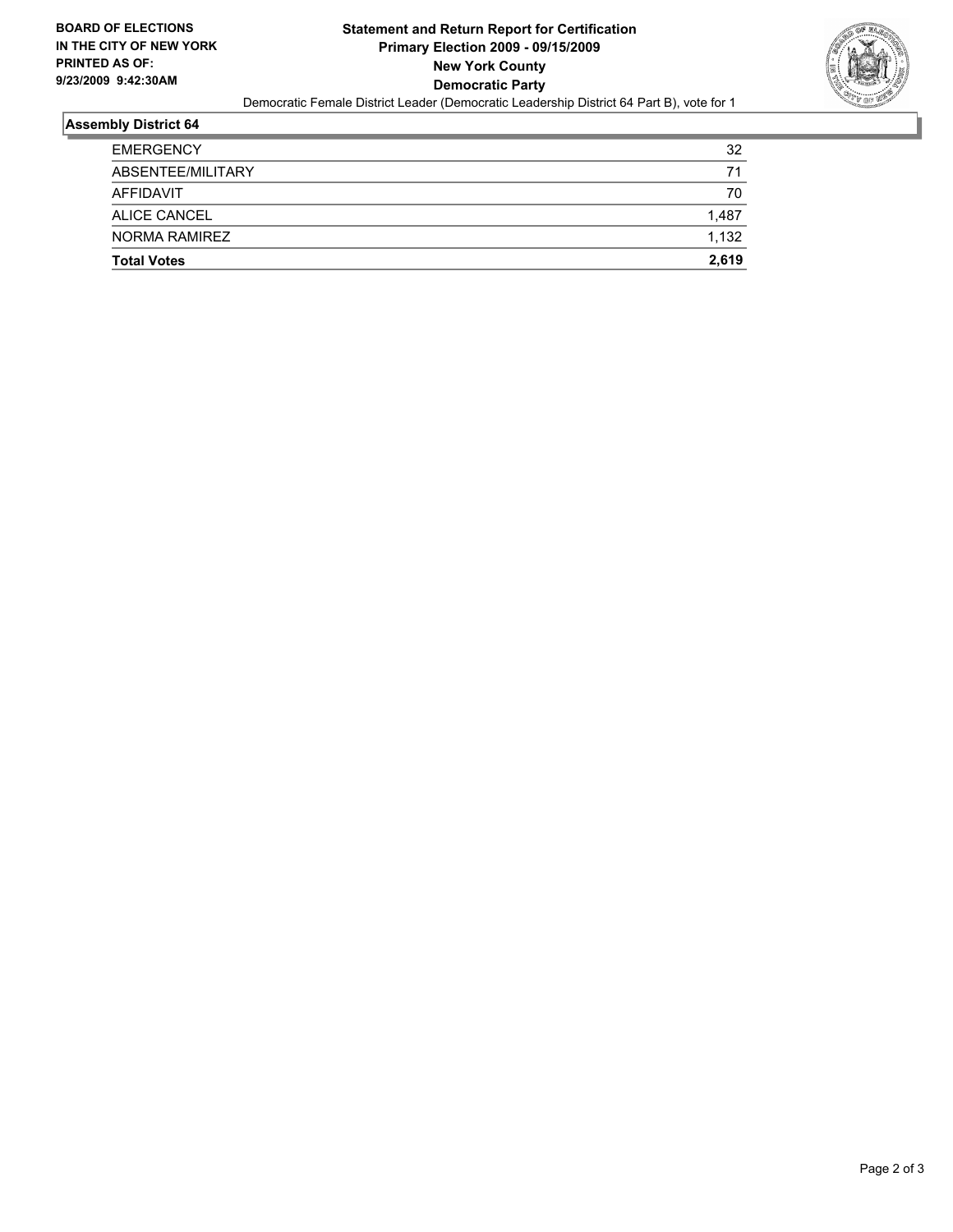**BOARD OF ELECTIONS IN THE CITY OF NEW YORK PRINTED AS OF: 9/23/2009 9:42:30AM**

# Statement and Return Report for Certification
## Primary Election 2009 - 09/15/2009
## New York County
## Democratic Party

Democratic Female District Leader (Democratic Leadership District 64 Part B), vote for 1

### Assembly District 64

| | |
|---|---|
| EMERGENCY | 32 |
| ABSENTEE/MILITARY | 71 |
| AFFIDAVIT | 70 |
| ALICE CANCEL | 1,487 |
| NORMA RAMIREZ | 1,132 |
| **Total Votes** | **2,619** |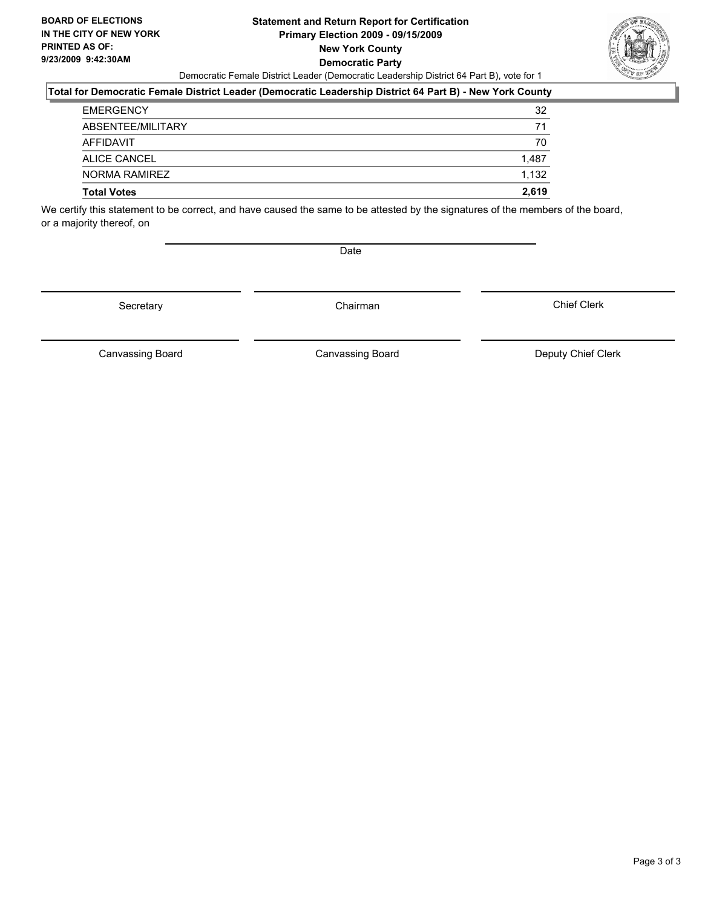**BOARD OF ELECTIONS IN THE CITY OF NEW YORK PRINTED AS OF: 9/23/2009 9:42:30AM**

**Statement and Return Report for Certification**
**Primary Election 2009 - 09/15/2009**
**New York County**
**Democratic Party**

Democratic Female District Leader (Democratic Leadership District 64 Part B), vote for 1

**Total for Democratic Female District Leader (Democratic Leadership District 64 Part B) - New York County**

| | |
|---|---|
| EMERGENCY | 32 |
| ABSENTEE/MILITARY | 71 |
| AFFIDAVIT | 70 |
| ALICE CANCEL | 1,487 |
| NORMA RAMIREZ | 1,132 |
| **Total Votes** | **2,619** |

We certify this statement to be correct, and have caused the same to be attested by the signatures of the members of the board, or a majority thereof, on

Date

Secretary | Chairman | Chief Clerk

Canvassing Board | Canvassing Board | Deputy Chief Clerk